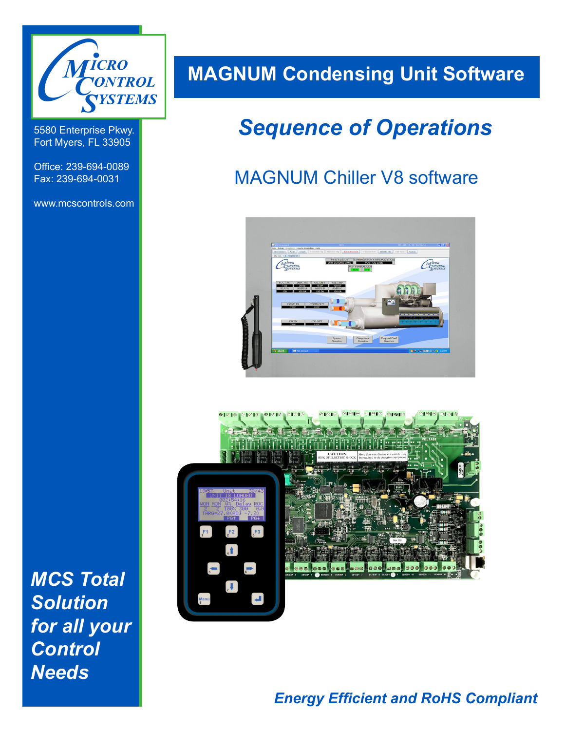MICRO CONTROL SYSTEMS

5580 Enterprise Pkwy.
Fort Myers, FL 33905

Office: 239-694-0089
Fax: 239-694-0031

www.mcscontrols.com

# MAGNUM Condensing Unit Software

## *Sequence of Operations*

### MAGNUM Chiller V8 software

***MCS Total Solution for all your Control Needs***

***Energy Efficient and RoHS Compliant***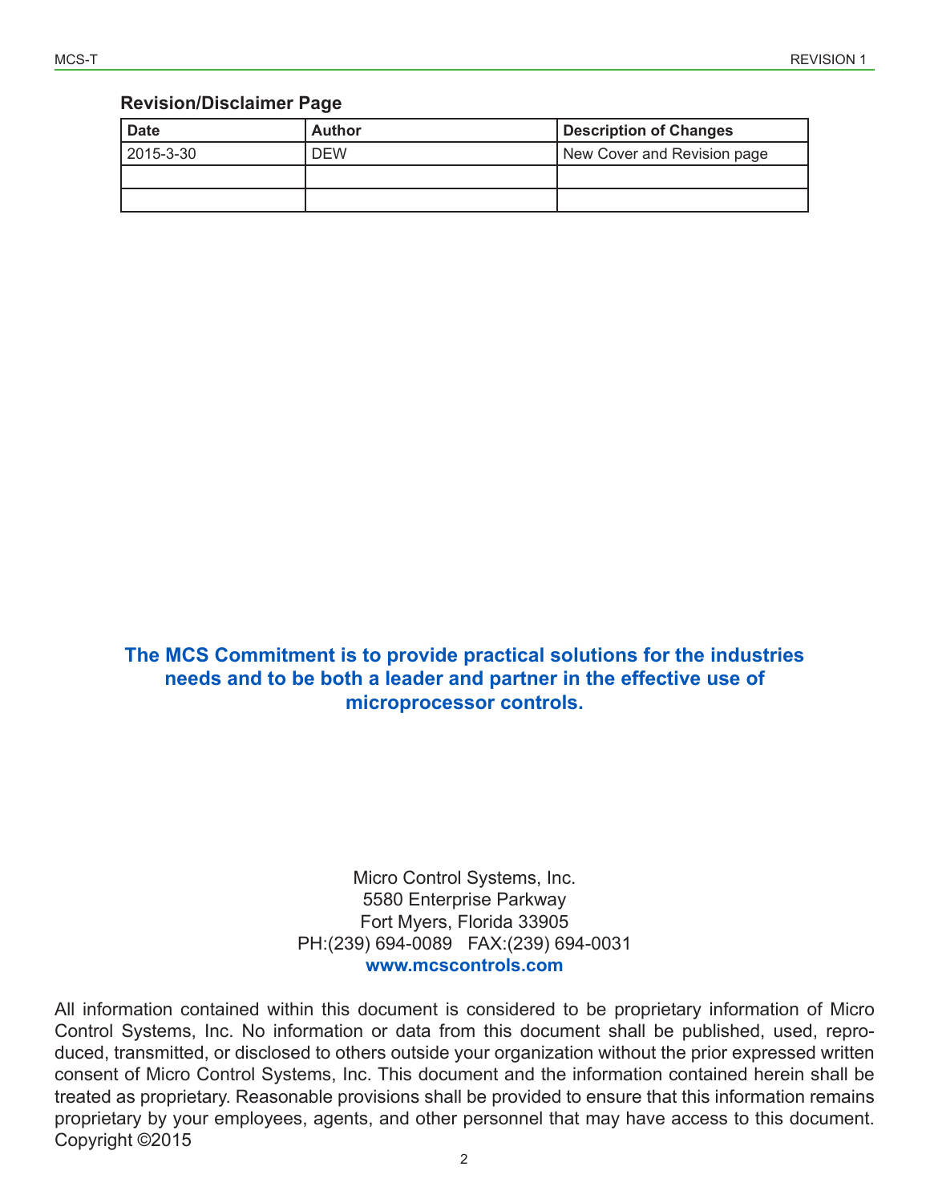## Revision/Disclaimer Page

| Date | Author | Description of Changes |
|---|---|---|
| 2015-3-30 | DEW | New Cover and Revision page |
| | | |
| | | |

**The MCS Commitment is to provide practical solutions for the industries needs and to be both a leader and partner in the effective use of microprocessor controls.**

Micro Control Systems, Inc.
5580 Enterprise Parkway
Fort Myers, Florida 33905
PH:(239) 694-0089 FAX:(239) 694-0031
**www.mcscontrols.com**

All information contained within this document is considered to be proprietary information of Micro Control Systems, Inc. No information or data from this document shall be published, used, reproduced, transmitted, or disclosed to others outside your organization without the prior expressed written consent of Micro Control Systems, Inc. This document and the information contained herein shall be treated as proprietary. Reasonable provisions shall be provided to ensure that this information remains proprietary by your employees, agents, and other personnel that may have access to this document. Copyright ©2015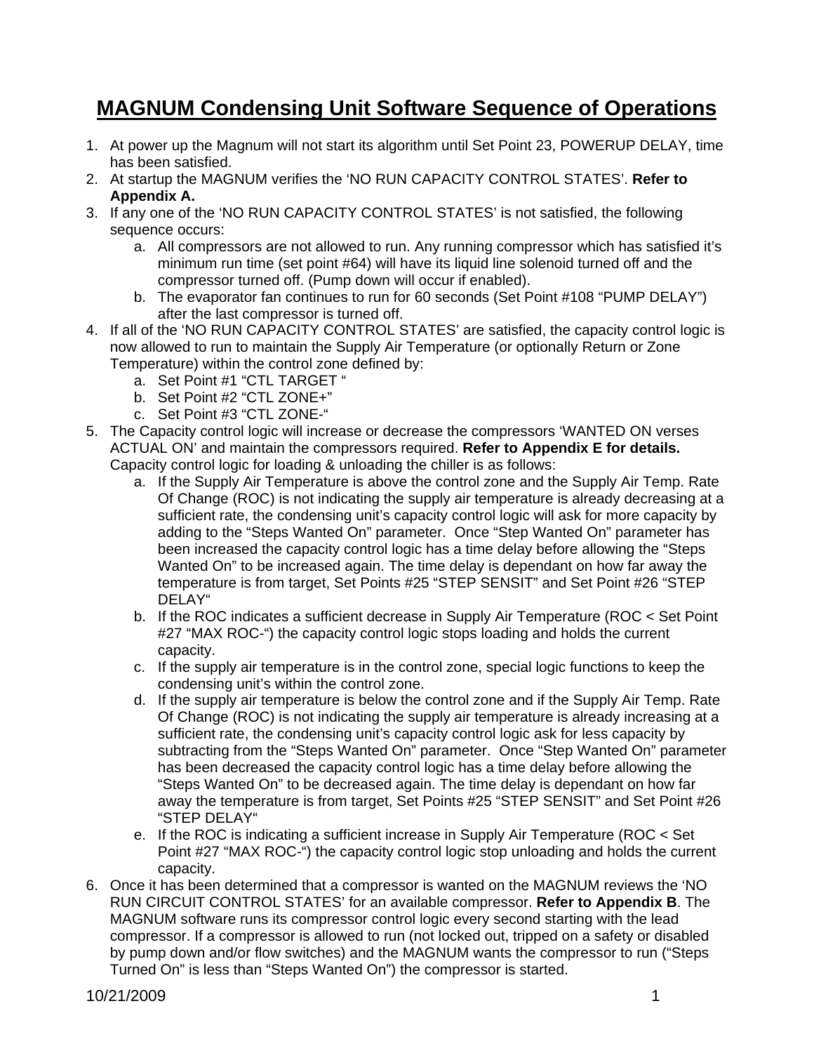# MAGNUM Condensing Unit Software Sequence of Operations

1. At power up the Magnum will not start its algorithm until Set Point 23, POWERUP DELAY, time has been satisfied.
2. At startup the MAGNUM verifies the 'NO RUN CAPACITY CONTROL STATES'. **Refer to Appendix A.**
3. If any one of the 'NO RUN CAPACITY CONTROL STATES' is not satisfied, the following sequence occurs:
   a. All compressors are not allowed to run. Any running compressor which has satisfied it's minimum run time (set point #64) will have its liquid line solenoid turned off and the compressor turned off. (Pump down will occur if enabled).
   b. The evaporator fan continues to run for 60 seconds (Set Point #108 "PUMP DELAY") after the last compressor is turned off.
4. If all of the 'NO RUN CAPACITY CONTROL STATES' are satisfied, the capacity control logic is now allowed to run to maintain the Supply Air Temperature (or optionally Return or Zone Temperature) within the control zone defined by:
   a. Set Point #1 "CTL TARGET "
   b. Set Point #2 "CTL ZONE+"
   c. Set Point #3 "CTL ZONE-"
5. The Capacity control logic will increase or decrease the compressors 'WANTED ON verses ACTUAL ON' and maintain the compressors required. **Refer to Appendix E for details.** Capacity control logic for loading & unloading the chiller is as follows:
   a. If the Supply Air Temperature is above the control zone and the Supply Air Temp. Rate Of Change (ROC) is not indicating the supply air temperature is already decreasing at a sufficient rate, the condensing unit's capacity control logic will ask for more capacity by adding to the "Steps Wanted On" parameter. Once "Step Wanted On" parameter has been increased the capacity control logic has a time delay before allowing the "Steps Wanted On" to be increased again. The time delay is dependant on how far away the temperature is from target, Set Points #25 "STEP SENSIT" and Set Point #26 "STEP DELAY"
   b. If the ROC indicates a sufficient decrease in Supply Air Temperature (ROC < Set Point #27 "MAX ROC-") the capacity control logic stops loading and holds the current capacity.
   c. If the supply air temperature is in the control zone, special logic functions to keep the condensing unit's within the control zone.
   d. If the supply air temperature is below the control zone and if the Supply Air Temp. Rate Of Change (ROC) is not indicating the supply air temperature is already increasing at a sufficient rate, the condensing unit's capacity control logic ask for less capacity by subtracting from the "Steps Wanted On" parameter. Once "Step Wanted On" parameter has been decreased the capacity control logic has a time delay before allowing the "Steps Wanted On" to be decreased again. The time delay is dependant on how far away the temperature is from target, Set Points #25 "STEP SENSIT" and Set Point #26 "STEP DELAY"
   e. If the ROC is indicating a sufficient increase in Supply Air Temperature (ROC < Set Point #27 "MAX ROC-") the capacity control logic stop unloading and holds the current capacity.
6. Once it has been determined that a compressor is wanted on the MAGNUM reviews the 'NO RUN CIRCUIT CONTROL STATES' for an available compressor. **Refer to Appendix B**. The MAGNUM software runs its compressor control logic every second starting with the lead compressor. If a compressor is allowed to run (not locked out, tripped on a safety or disabled by pump down and/or flow switches) and the MAGNUM wants the compressor to run ("Steps Turned On" is less than "Steps Wanted On") the compressor is started.

10/21/2009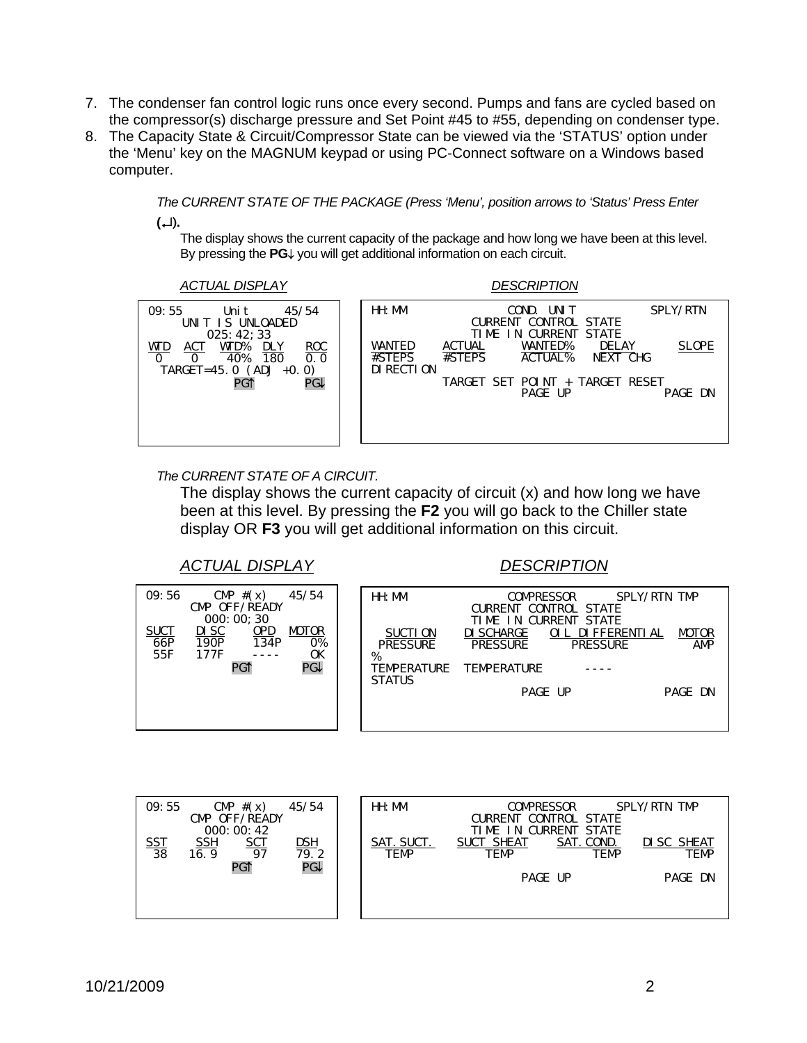7. The condenser fan control logic runs once every second. Pumps and fans are cycled based on the compressor(s) discharge pressure and Set Point #45 to #55, depending on condenser type.
8. The Capacity State & Circuit/Compressor State can be viewed via the 'STATUS' option under the 'Menu' key on the MAGNUM keypad or using PC-Connect software on a Windows based computer.

*The CURRENT STATE OF THE PACKAGE (Press 'Menu', position arrows to 'Status' Press Enter* **(↵).**

The display shows the current capacity of the package and how long we have been at this level. By pressing the **PG↓** you will get additional information on each circuit.

*ACTUAL DISPLAY*

```
09:55      Unit      45/54
     UNIT IS UNLOADED
        025:42;33
WTD  ACT  WTD%  DLY   ROC
0    0    40%   180   0.0
  TARGET=45.0 (ADJ +0.0)
              PG↑      PG↓
```

*DESCRIPTION*

```
HH:MM             COND. UNIT              SPLY/RTN
              CURRENT CONTROL STATE
              TIME IN CURRENT STATE
WANTED    ACTUAL     WANTED%    DELAY        SLOPE
#STEPS    #STEPS     ACTUAL%    NEXT CHG
DIRECTION
        TARGET SET POINT + TARGET RESET
                     PAGE UP               PAGE DN
```

*The CURRENT STATE OF A CIRCUIT.*

The display shows the current capacity of circuit (x) and how long we have been at this level. By pressing the **F2** you will go back to the Chiller state display OR **F3** you will get additional information on this circuit.

*ACTUAL DISPLAY*

```
09:56      CMP #(x)    45/54
       CMP OFF/READY
         000:00;30
SUCT   DISC     OPD   MOTOR
 66P   190P    134P      0%
 55F   177F    ----      OK
              PG↑       PG↓
```

*DESCRIPTION*

```
HH:MM               COMPRESSOR       SPLY/RTN TMP
              CURRENT CONTROL STATE
              TIME IN CURRENT STATE
  SUCTION    DISCHARGE   OIL DIFFERENTIAL   MOTOR
 PRESSURE     PRESSURE       PRESSURE         AMP
%
TEMPERATURE  TEMPERATURE       ----
STATUS
                     PAGE UP              PAGE DN
```

```
09:55      CMP #(x)    45/54
       CMP OFF/READY
         000:00:42
SST    SSH      SCT     DSH
 38    16.9      97    79.2
              PG↑       PG↓
```

```
HH:MM               COMPRESSOR       SPLY/RTN TMP
              CURRENT CONTROL STATE
              TIME IN CURRENT STATE
SAT.SUCT.   SUCT SHEAT    SAT.COND.    DISC SHEAT
  TEMP         TEMP           TEMP           TEMP

                     PAGE UP              PAGE DN
```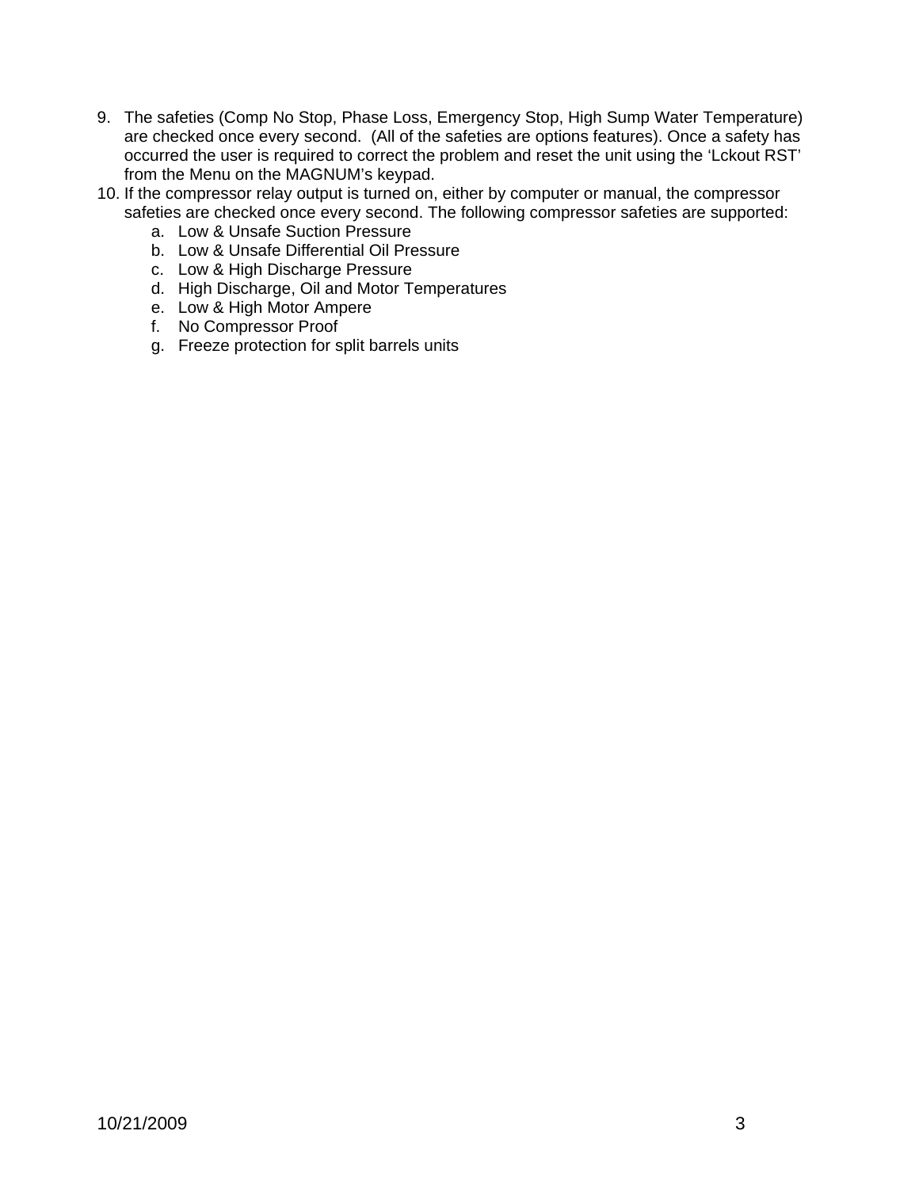9. The safeties (Comp No Stop, Phase Loss, Emergency Stop, High Sump Water Temperature) are checked once every second. (All of the safeties are options features). Once a safety has occurred the user is required to correct the problem and reset the unit using the 'Lckout RST' from the Menu on the MAGNUM's keypad.
10. If the compressor relay output is turned on, either by computer or manual, the compressor safeties are checked once every second. The following compressor safeties are supported:
    a. Low & Unsafe Suction Pressure
    b. Low & Unsafe Differential Oil Pressure
    c. Low & High Discharge Pressure
    d. High Discharge, Oil and Motor Temperatures
    e. Low & High Motor Ampere
    f. No Compressor Proof
    g. Freeze protection for split barrels units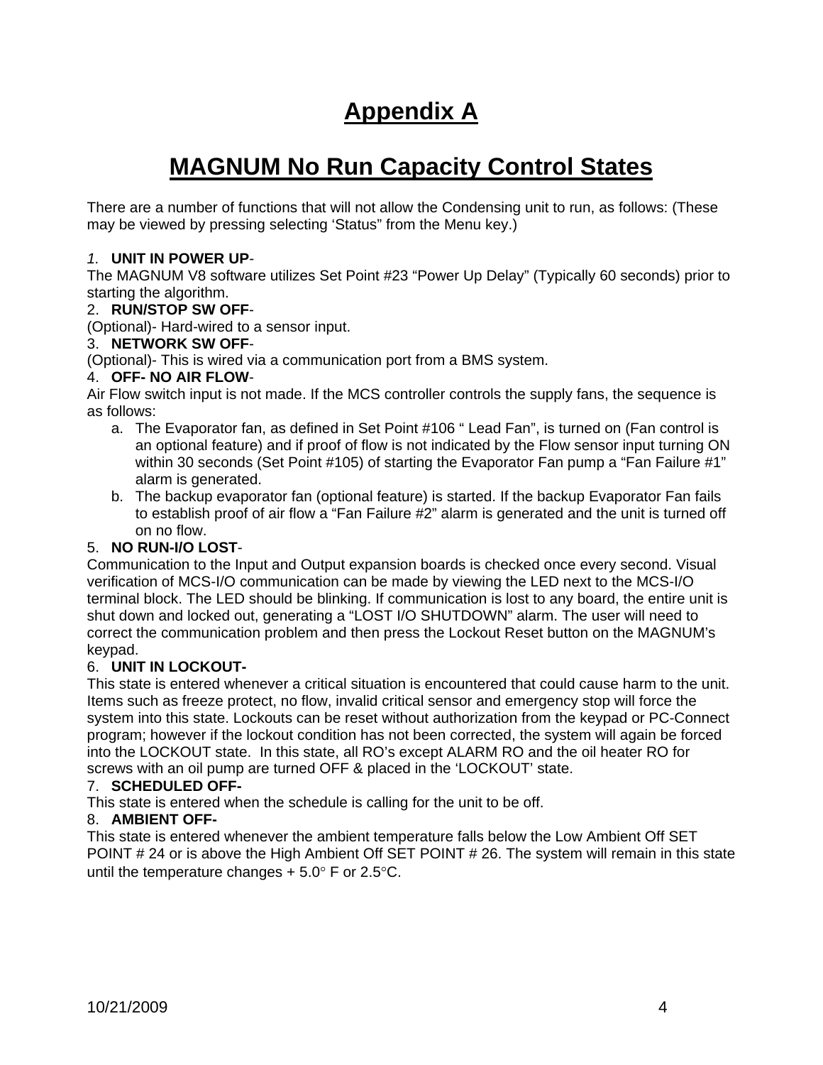# Appendix A

## MAGNUM No Run Capacity Control States

There are a number of functions that will not allow the Condensing unit to run, as follows: (These may be viewed by pressing selecting 'Status" from the Menu key.)

*1.* **UNIT IN POWER UP**-
The MAGNUM V8 software utilizes Set Point #23 "Power Up Delay" (Typically 60 seconds) prior to starting the algorithm.

2. **RUN/STOP SW OFF**-
(Optional)- Hard-wired to a sensor input.

3. **NETWORK SW OFF**-
(Optional)- This is wired via a communication port from a BMS system.

4. **OFF- NO AIR FLOW**-
Air Flow switch input is not made. If the MCS controller controls the supply fans, the sequence is as follows:

   a. The Evaporator fan, as defined in Set Point #106 " Lead Fan", is turned on (Fan control is an optional feature) and if proof of flow is not indicated by the Flow sensor input turning ON within 30 seconds (Set Point #105) of starting the Evaporator Fan pump a "Fan Failure #1" alarm is generated.
   b. The backup evaporator fan (optional feature) is started. If the backup Evaporator Fan fails to establish proof of air flow a "Fan Failure #2" alarm is generated and the unit is turned off on no flow.

5. **NO RUN-I/O LOST**-
Communication to the Input and Output expansion boards is checked once every second. Visual verification of MCS-I/O communication can be made by viewing the LED next to the MCS-I/O terminal block. The LED should be blinking. If communication is lost to any board, the entire unit is shut down and locked out, generating a "LOST I/O SHUTDOWN" alarm. The user will need to correct the communication problem and then press the Lockout Reset button on the MAGNUM's keypad.

6. **UNIT IN LOCKOUT-**
This state is entered whenever a critical situation is encountered that could cause harm to the unit. Items such as freeze protect, no flow, invalid critical sensor and emergency stop will force the system into this state. Lockouts can be reset without authorization from the keypad or PC-Connect program; however if the lockout condition has not been corrected, the system will again be forced into the LOCKOUT state. In this state, all RO's except ALARM RO and the oil heater RO for screws with an oil pump are turned OFF & placed in the 'LOCKOUT' state.

7. **SCHEDULED OFF-**
This state is entered when the schedule is calling for the unit to be off.

8. **AMBIENT OFF-**
This state is entered whenever the ambient temperature falls below the Low Ambient Off SET POINT # 24 or is above the High Ambient Off SET POINT # 26. The system will remain in this state until the temperature changes + 5.0° F or 2.5°C.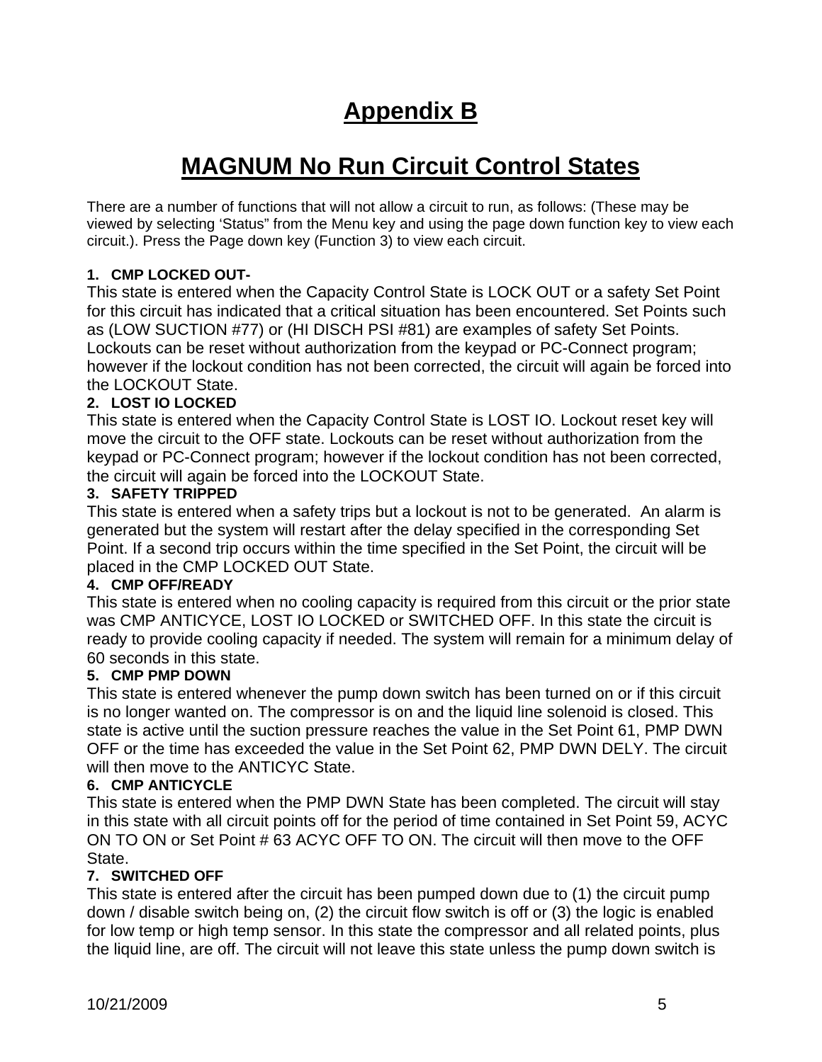# Appendix B

# MAGNUM No Run Circuit Control States

There are a number of functions that will not allow a circuit to run, as follows: (These may be viewed by selecting 'Status" from the Menu key and using the page down function key to view each circuit.). Press the Page down key (Function 3) to view each circuit.

1. **CMP LOCKED OUT-**

This state is entered when the Capacity Control State is LOCK OUT or a safety Set Point for this circuit has indicated that a critical situation has been encountered. Set Points such as (LOW SUCTION #77) or (HI DISCH PSI #81) are examples of safety Set Points. Lockouts can be reset without authorization from the keypad or PC-Connect program; however if the lockout condition has not been corrected, the circuit will again be forced into the LOCKOUT State.

2. **LOST IO LOCKED**

This state is entered when the Capacity Control State is LOST IO. Lockout reset key will move the circuit to the OFF state. Lockouts can be reset without authorization from the keypad or PC-Connect program; however if the lockout condition has not been corrected, the circuit will again be forced into the LOCKOUT State.

3. **SAFETY TRIPPED**

This state is entered when a safety trips but a lockout is not to be generated. An alarm is generated but the system will restart after the delay specified in the corresponding Set Point. If a second trip occurs within the time specified in the Set Point, the circuit will be placed in the CMP LOCKED OUT State.

4. **CMP OFF/READY**

This state is entered when no cooling capacity is required from this circuit or the prior state was CMP ANTICYCE, LOST IO LOCKED or SWITCHED OFF. In this state the circuit is ready to provide cooling capacity if needed. The system will remain for a minimum delay of 60 seconds in this state.

5. **CMP PMP DOWN**

This state is entered whenever the pump down switch has been turned on or if this circuit is no longer wanted on. The compressor is on and the liquid line solenoid is closed. This state is active until the suction pressure reaches the value in the Set Point 61, PMP DWN OFF or the time has exceeded the value in the Set Point 62, PMP DWN DELY. The circuit will then move to the ANTICYC State.

6. **CMP ANTICYCLE**

This state is entered when the PMP DWN State has been completed. The circuit will stay in this state with all circuit points off for the period of time contained in Set Point 59, ACYC ON TO ON or Set Point # 63 ACYC OFF TO ON. The circuit will then move to the OFF State.

7. **SWITCHED OFF**

This state is entered after the circuit has been pumped down due to (1) the circuit pump down / disable switch being on, (2) the circuit flow switch is off or (3) the logic is enabled for low temp or high temp sensor. In this state the compressor and all related points, plus the liquid line, are off. The circuit will not leave this state unless the pump down switch is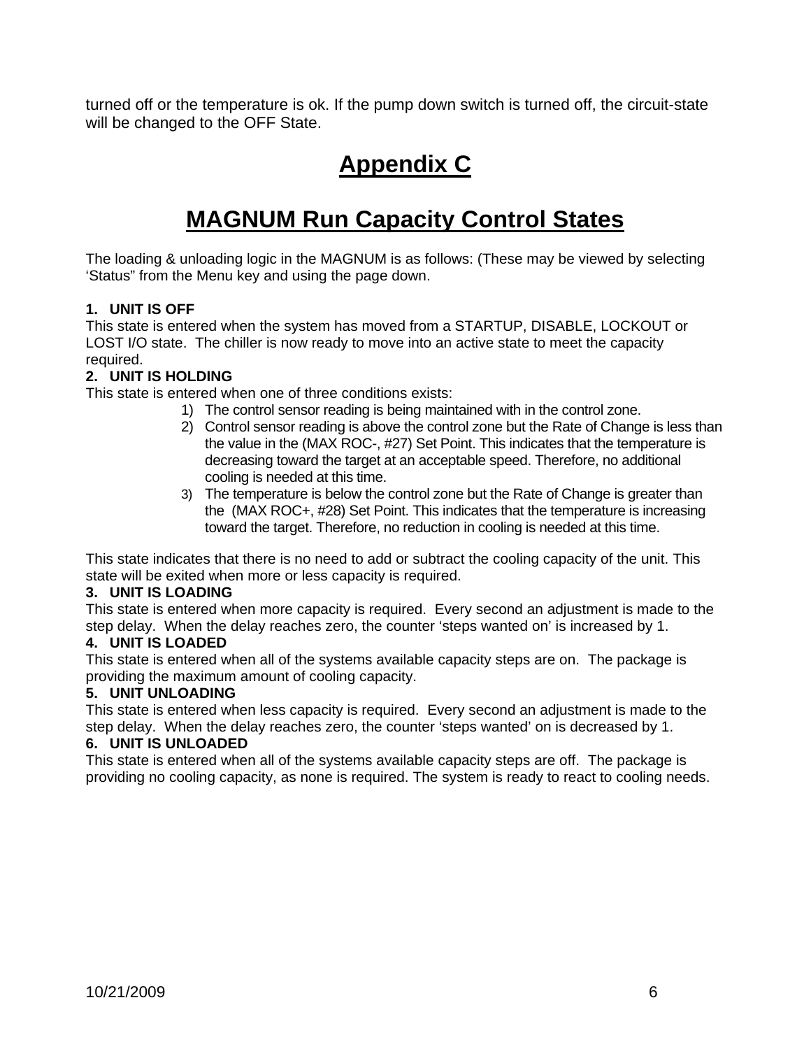turned off or the temperature is ok. If the pump down switch is turned off, the circuit-state will be changed to the OFF State.

# Appendix C

# MAGNUM Run Capacity Control States

The loading & unloading logic in the MAGNUM is as follows: (These may be viewed by selecting 'Status" from the Menu key and using the page down.

**1. UNIT IS OFF**

This state is entered when the system has moved from a STARTUP, DISABLE, LOCKOUT or LOST I/O state. The chiller is now ready to move into an active state to meet the capacity required.

**2. UNIT IS HOLDING**

This state is entered when one of three conditions exists:

1) The control sensor reading is being maintained with in the control zone.
2) Control sensor reading is above the control zone but the Rate of Change is less than the value in the (MAX ROC-, #27) Set Point. This indicates that the temperature is decreasing toward the target at an acceptable speed. Therefore, no additional cooling is needed at this time.
3) The temperature is below the control zone but the Rate of Change is greater than the (MAX ROC+, #28) Set Point. This indicates that the temperature is increasing toward the target. Therefore, no reduction in cooling is needed at this time.

This state indicates that there is no need to add or subtract the cooling capacity of the unit. This state will be exited when more or less capacity is required.

**3. UNIT IS LOADING**

This state is entered when more capacity is required. Every second an adjustment is made to the step delay. When the delay reaches zero, the counter 'steps wanted on' is increased by 1.

**4. UNIT IS LOADED**

This state is entered when all of the systems available capacity steps are on. The package is providing the maximum amount of cooling capacity.

**5. UNIT UNLOADING**

This state is entered when less capacity is required. Every second an adjustment is made to the step delay. When the delay reaches zero, the counter 'steps wanted' on is decreased by 1.

**6. UNIT IS UNLOADED**

This state is entered when all of the systems available capacity steps are off. The package is providing no cooling capacity, as none is required. The system is ready to react to cooling needs.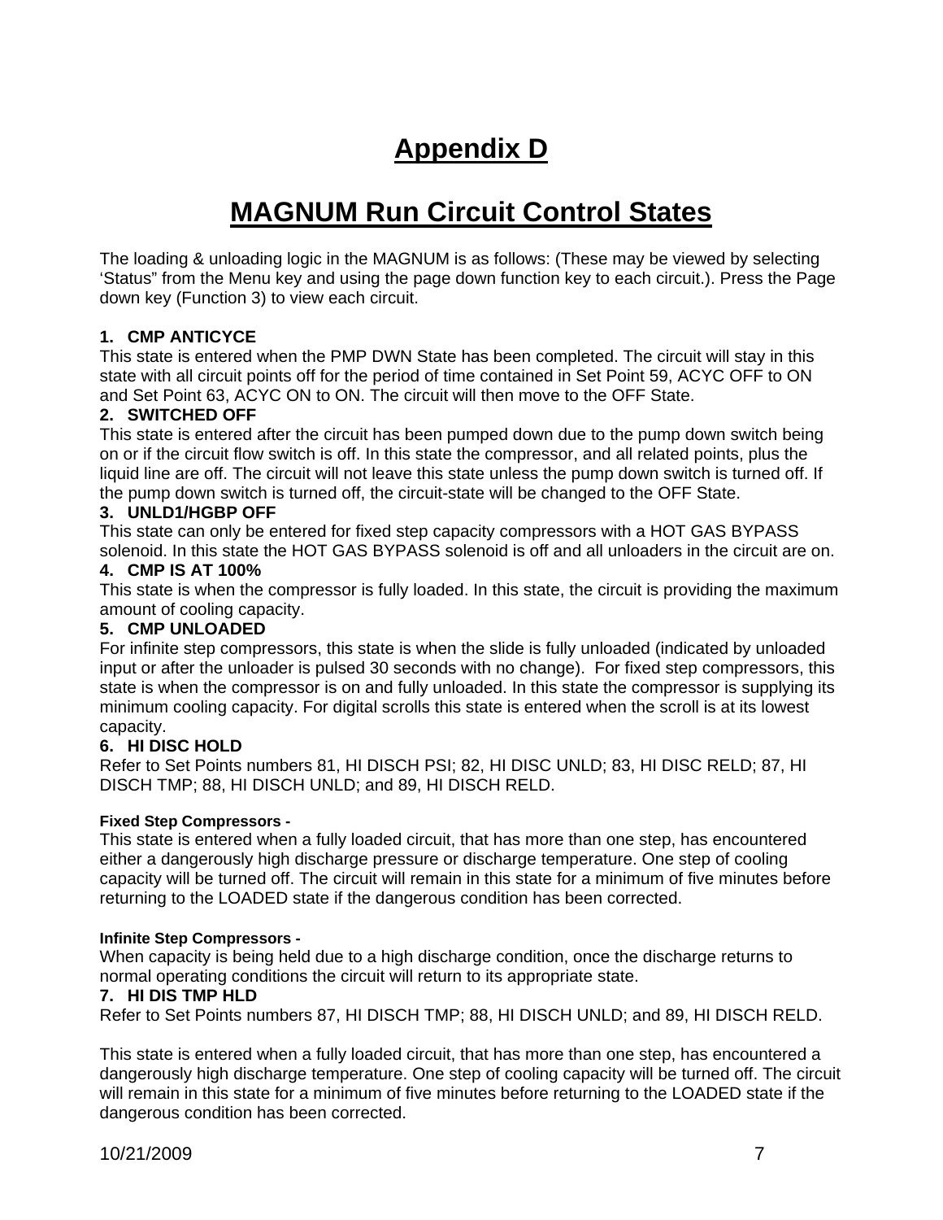# Appendix D

## MAGNUM Run Circuit Control States

The loading & unloading logic in the MAGNUM is as follows: (These may be viewed by selecting 'Status" from the Menu key and using the page down function key to each circuit.). Press the Page down key (Function 3) to view each circuit.

### 1. CMP ANTICYCE

This state is entered when the PMP DWN State has been completed. The circuit will stay in this state with all circuit points off for the period of time contained in Set Point 59, ACYC OFF to ON and Set Point 63, ACYC ON to ON. The circuit will then move to the OFF State.

### 2. SWITCHED OFF

This state is entered after the circuit has been pumped down due to the pump down switch being on or if the circuit flow switch is off. In this state the compressor, and all related points, plus the liquid line are off. The circuit will not leave this state unless the pump down switch is turned off. If the pump down switch is turned off, the circuit-state will be changed to the OFF State.

### 3. UNLD1/HGBP OFF

This state can only be entered for fixed step capacity compressors with a HOT GAS BYPASS solenoid. In this state the HOT GAS BYPASS solenoid is off and all unloaders in the circuit are on.

### 4. CMP IS AT 100%

This state is when the compressor is fully loaded. In this state, the circuit is providing the maximum amount of cooling capacity.

### 5. CMP UNLOADED

For infinite step compressors, this state is when the slide is fully unloaded (indicated by unloaded input or after the unloader is pulsed 30 seconds with no change). For fixed step compressors, this state is when the compressor is on and fully unloaded. In this state the compressor is supplying its minimum cooling capacity. For digital scrolls this state is entered when the scroll is at its lowest capacity.

### 6. HI DISC HOLD

Refer to Set Points numbers 81, HI DISCH PSI; 82, HI DISC UNLD; 83, HI DISC RELD; 87, HI DISCH TMP; 88, HI DISCH UNLD; and 89, HI DISCH RELD.

**Fixed Step Compressors -**

This state is entered when a fully loaded circuit, that has more than one step, has encountered either a dangerously high discharge pressure or discharge temperature. One step of cooling capacity will be turned off. The circuit will remain in this state for a minimum of five minutes before returning to the LOADED state if the dangerous condition has been corrected.

**Infinite Step Compressors -**

When capacity is being held due to a high discharge condition, once the discharge returns to normal operating conditions the circuit will return to its appropriate state.

### 7. HI DIS TMP HLD

Refer to Set Points numbers 87, HI DISCH TMP; 88, HI DISCH UNLD; and 89, HI DISCH RELD.

This state is entered when a fully loaded circuit, that has more than one step, has encountered a dangerously high discharge temperature. One step of cooling capacity will be turned off. The circuit will remain in this state for a minimum of five minutes before returning to the LOADED state if the dangerous condition has been corrected.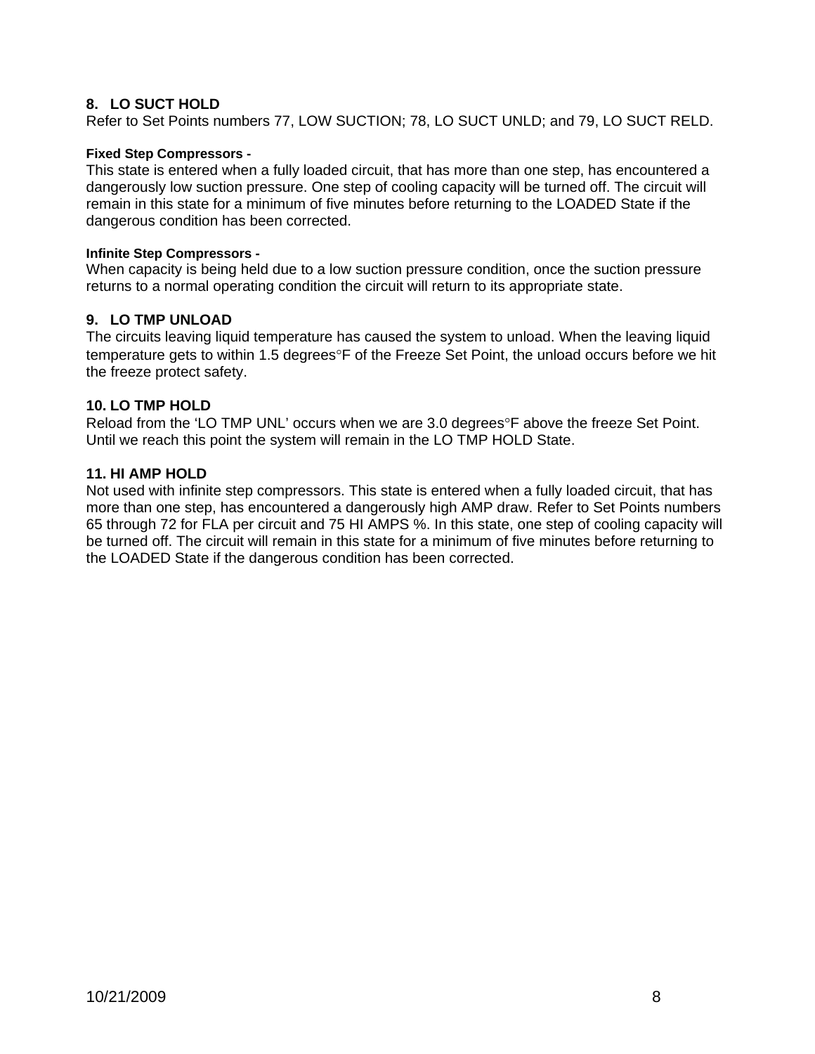## 8. LO SUCT HOLD

Refer to Set Points numbers 77, LOW SUCTION; 78, LO SUCT UNLD; and 79, LO SUCT RELD.

**Fixed Step Compressors -**

This state is entered when a fully loaded circuit, that has more than one step, has encountered a dangerously low suction pressure. One step of cooling capacity will be turned off. The circuit will remain in this state for a minimum of five minutes before returning to the LOADED State if the dangerous condition has been corrected.

**Infinite Step Compressors -**

When capacity is being held due to a low suction pressure condition, once the suction pressure returns to a normal operating condition the circuit will return to its appropriate state.

## 9. LO TMP UNLOAD

The circuits leaving liquid temperature has caused the system to unload. When the leaving liquid temperature gets to within 1.5 degrees°F of the Freeze Set Point, the unload occurs before we hit the freeze protect safety.

## 10. LO TMP HOLD

Reload from the 'LO TMP UNL' occurs when we are 3.0 degrees°F above the freeze Set Point. Until we reach this point the system will remain in the LO TMP HOLD State.

## 11. HI AMP HOLD

Not used with infinite step compressors. This state is entered when a fully loaded circuit, that has more than one step, has encountered a dangerously high AMP draw. Refer to Set Points numbers 65 through 72 for FLA per circuit and 75 HI AMPS %. In this state, one step of cooling capacity will be turned off. The circuit will remain in this state for a minimum of five minutes before returning to the LOADED State if the dangerous condition has been corrected.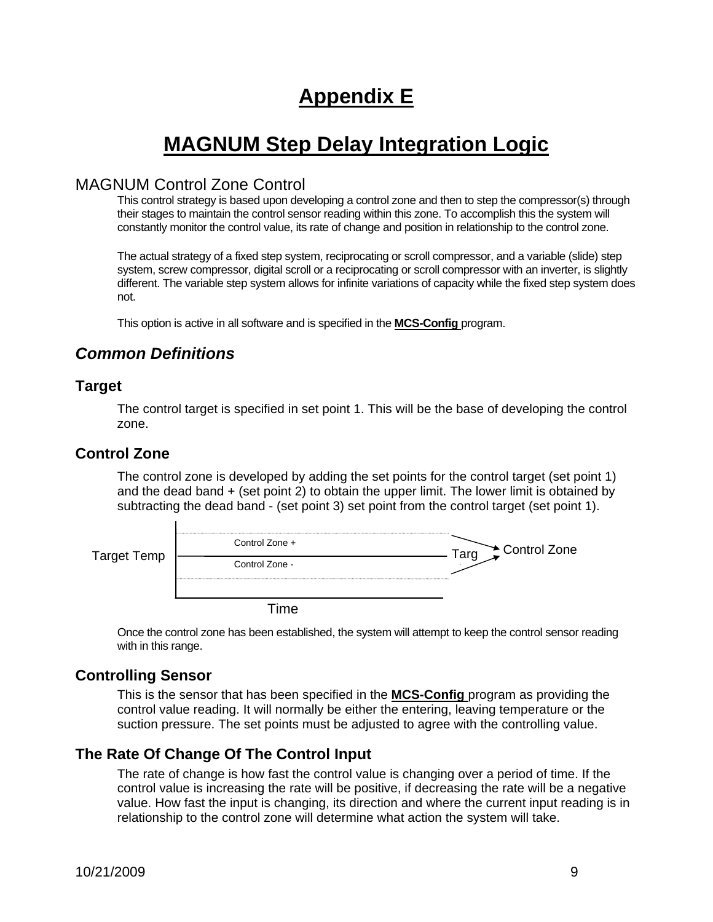// Appendix E

# MAGNUM Step Delay Integration Logic

## MAGNUM Control Zone Control

This control strategy is based upon developing a control zone and then to step the compressor(s) through their stages to maintain the control sensor reading within this zone. To accomplish this the system will constantly monitor the control value, its rate of change and position in relationship to the control zone.

The actual strategy of a fixed step system, reciprocating or scroll compressor, and a variable (slide) step system, screw compressor, digital scroll or a reciprocating or scroll compressor with an inverter, is slightly different. The variable step system allows for infinite variations of capacity while the fixed step system does not.

This option is active in all software and is specified in the **MCS-Config** program.

## *Common Definitions*

### Target

The control target is specified in set point 1. This will be the base of developing the control zone.

### Control Zone

The control zone is developed by adding the set points for the control target (set point 1) and the dead band + (set point 2) to obtain the upper limit. The lower limit is obtained by subtracting the dead band - (set point 3) set point from the control target (set point 1).

Target Temp | Control Zone + | Control Zone - | Targ | Control Zone | Time

Once the control zone has been established, the system will attempt to keep the control sensor reading with in this range.

### Controlling Sensor

This is the sensor that has been specified in the **MCS-Config** program as providing the control value reading. It will normally be either the entering, leaving temperature or the suction pressure. The set points must be adjusted to agree with the controlling value.

### The Rate Of Change Of The Control Input

The rate of change is how fast the control value is changing over a period of time. If the control value is increasing the rate will be positive, if decreasing the rate will be a negative value. How fast the input is changing, its direction and where the current input reading is in relationship to the control zone will determine what action the system will take.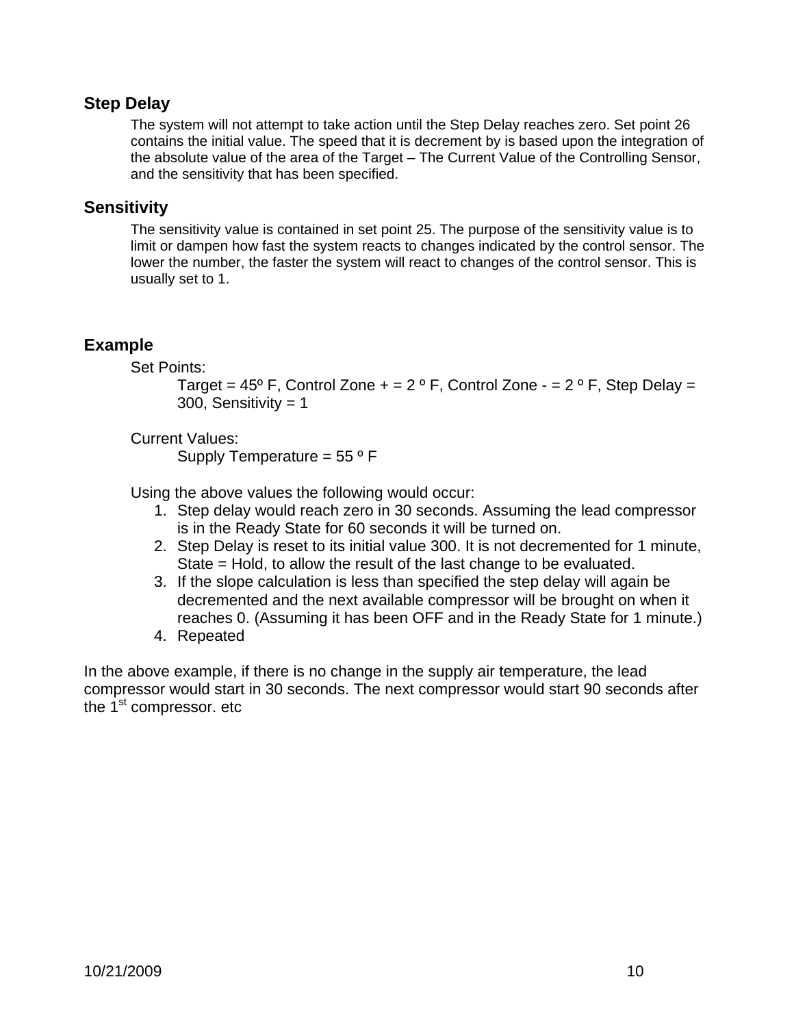### Step Delay

The system will not attempt to take action until the Step Delay reaches zero. Set point 26 contains the initial value. The speed that it is decrement by is based upon the integration of the absolute value of the area of the Target – The Current Value of the Controlling Sensor, and the sensitivity that has been specified.

### Sensitivity

The sensitivity value is contained in set point 25. The purpose of the sensitivity value is to limit or dampen how fast the system reacts to changes indicated by the control sensor. The lower the number, the faster the system will react to changes of the control sensor. This is usually set to 1.

### Example

Set Points:

Target = 45º F, Control Zone + = 2 º F, Control Zone - = 2 º F, Step Delay = 300, Sensitivity = 1

Current Values:

Supply Temperature = 55 º F

Using the above values the following would occur:

1. Step delay would reach zero in 30 seconds. Assuming the lead compressor is in the Ready State for 60 seconds it will be turned on.
2. Step Delay is reset to its initial value 300. It is not decremented for 1 minute, State = Hold, to allow the result of the last change to be evaluated.
3. If the slope calculation is less than specified the step delay will again be decremented and the next available compressor will be brought on when it reaches 0. (Assuming it has been OFF and in the Ready State for 1 minute.)
4. Repeated

In the above example, if there is no change in the supply air temperature, the lead compressor would start in 30 seconds. The next compressor would start 90 seconds after the 1st compressor. etc